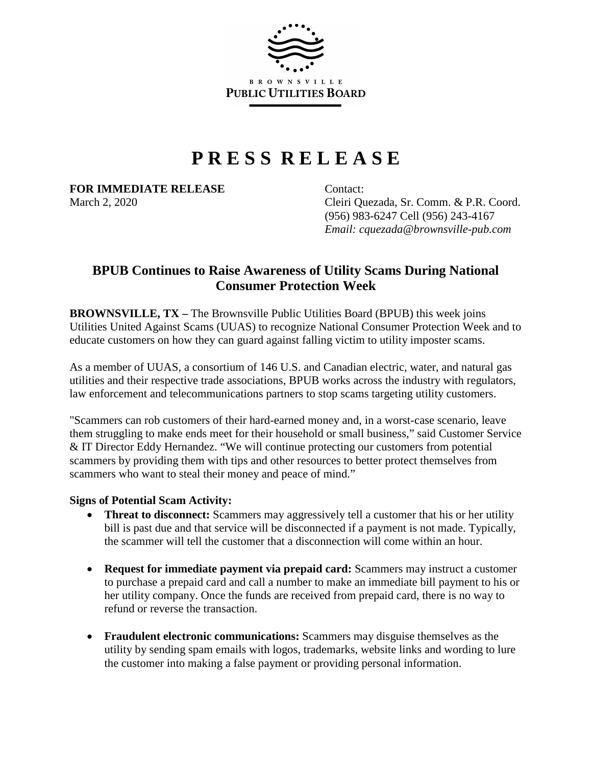BROWNSVILLE

PUBLIC UTILITIES BOARD

# PRESS RELEASE

**FOR IMMEDIATE RELEASE**
March 2, 2020

Contact:
Cleiri Quezada, Sr. Comm. & P.R. Coord.
(956) 983-6247 Cell (956) 243-4167
*Email: cquezada@brownsville-pub.com*

## BPUB Continues to Raise Awareness of Utility Scams During National Consumer Protection Week

**BROWNSVILLE, TX –** The Brownsville Public Utilities Board (BPUB) this week joins Utilities United Against Scams (UUAS) to recognize National Consumer Protection Week and to educate customers on how they can guard against falling victim to utility imposter scams.

As a member of UUAS, a consortium of 146 U.S. and Canadian electric, water, and natural gas utilities and their respective trade associations, BPUB works across the industry with regulators, law enforcement and telecommunications partners to stop scams targeting utility customers.

"Scammers can rob customers of their hard-earned money and, in a worst-case scenario, leave them struggling to make ends meet for their household or small business," said Customer Service & IT Director Eddy Hernandez. "We will continue protecting our customers from potential scammers by providing them with tips and other resources to better protect themselves from scammers who want to steal their money and peace of mind."

**Signs of Potential Scam Activity:**

- **Threat to disconnect:** Scammers may aggressively tell a customer that his or her utility bill is past due and that service will be disconnected if a payment is not made. Typically, the scammer will tell the customer that a disconnection will come within an hour.
- **Request for immediate payment via prepaid card:** Scammers may instruct a customer to purchase a prepaid card and call a number to make an immediate bill payment to his or her utility company. Once the funds are received from prepaid card, there is no way to refund or reverse the transaction.
- **Fraudulent electronic communications:** Scammers may disguise themselves as the utility by sending spam emails with logos, trademarks, website links and wording to lure the customer into making a false payment or providing personal information.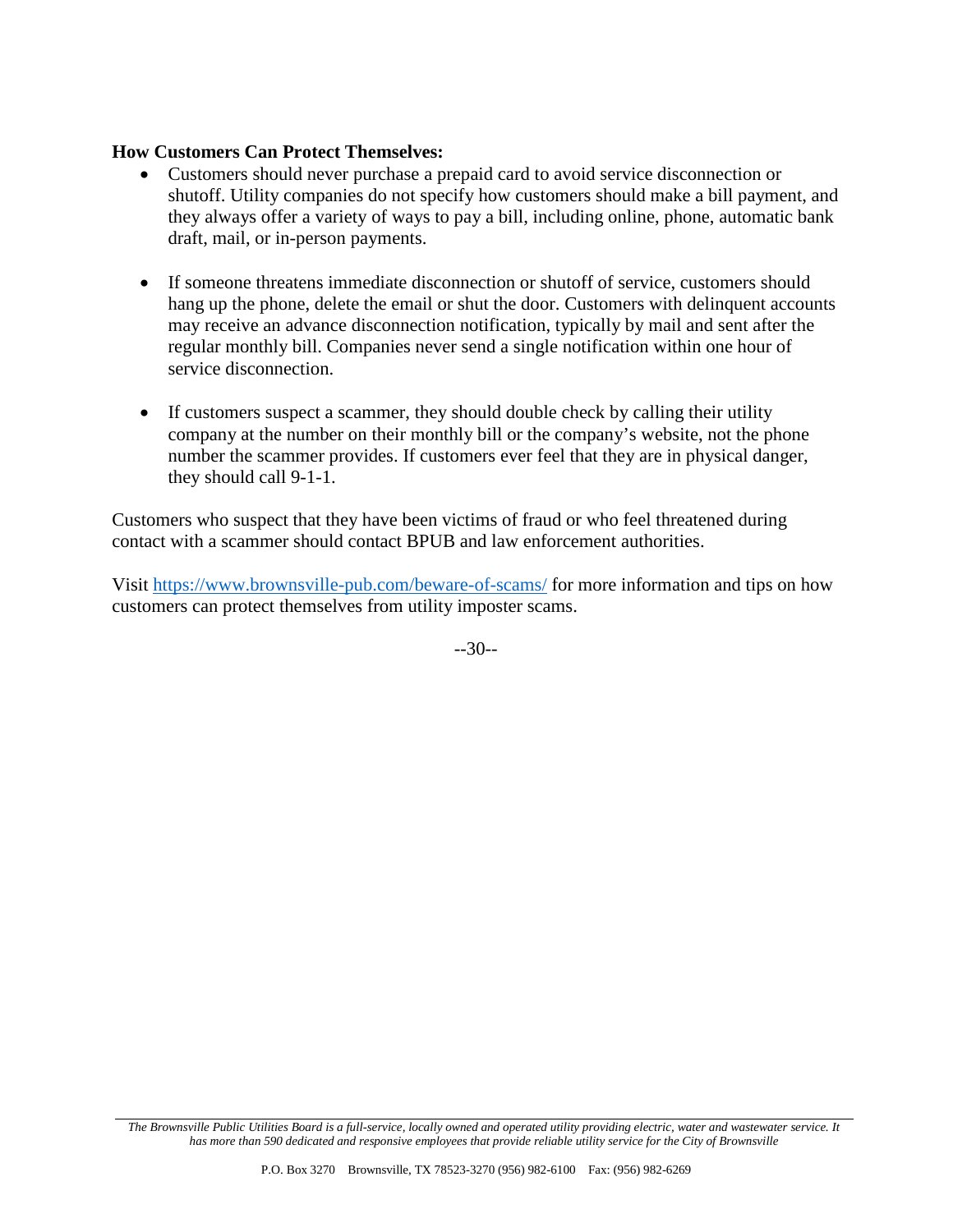**How Customers Can Protect Themselves:**

- Customers should never purchase a prepaid card to avoid service disconnection or shutoff. Utility companies do not specify how customers should make a bill payment, and they always offer a variety of ways to pay a bill, including online, phone, automatic bank draft, mail, or in-person payments.

- If someone threatens immediate disconnection or shutoff of service, customers should hang up the phone, delete the email or shut the door. Customers with delinquent accounts may receive an advance disconnection notification, typically by mail and sent after the regular monthly bill. Companies never send a single notification within one hour of service disconnection.

- If customers suspect a scammer, they should double check by calling their utility company at the number on their monthly bill or the company's website, not the phone number the scammer provides. If customers ever feel that they are in physical danger, they should call 9-1-1.

Customers who suspect that they have been victims of fraud or who feel threatened during contact with a scammer should contact BPUB and law enforcement authorities.

Visit https://www.brownsville-pub.com/beware-of-scams/ for more information and tips on how customers can protect themselves from utility imposter scams.

--30--

*The Brownsville Public Utilities Board is a full-service, locally owned and operated utility providing electric, water and wastewater service. It has more than 590 dedicated and responsive employees that provide reliable utility service for the City of Brownsville*

P.O. Box 3270 Brownsville, TX 78523-3270 (956) 982-6100 Fax: (956) 982-6269